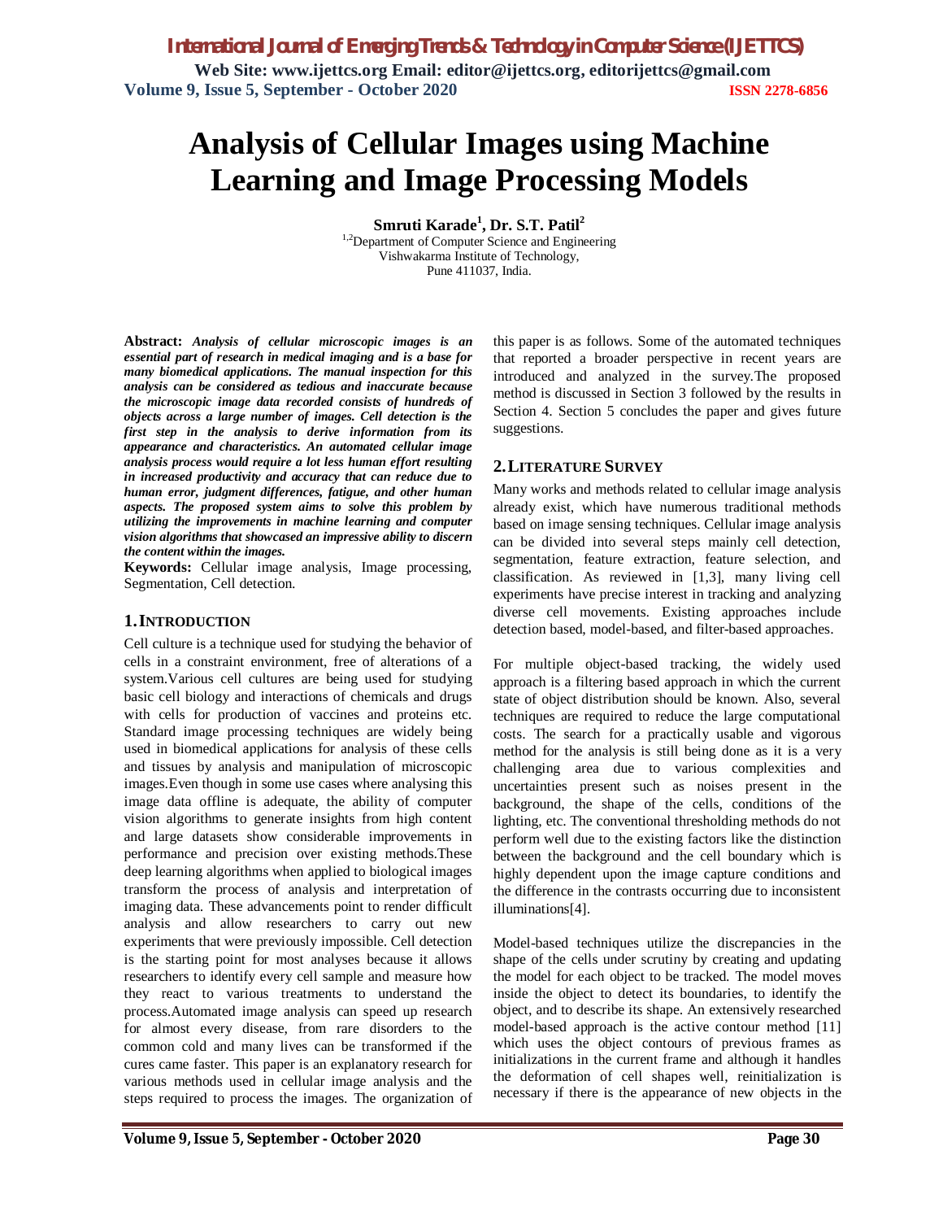# Analysis of Cellular Images using Machine Learning and Image Processing Models

**Smruti Karade[1], Dr. S.T. Patil[2]**

[1,2]Department of Computer Science and Engineering
Vishwakarma Institute of Technology,
Pune 411037, India.

**Abstract:** ***Analysis of cellular microscopic images is an essential part of research in medical imaging and is a base for many biomedical applications. The manual inspection for this analysis can be considered as tedious and inaccurate because the microscopic image data recorded consists of hundreds of objects across a large number of images. Cell detection is the first step in the analysis to derive information from its appearance and characteristics. An automated cellular image analysis process would require a lot less human effort resulting in increased productivity and accuracy that can reduce due to human error, judgment differences, fatigue, and other human aspects. The proposed system aims to solve this problem by utilizing the improvements in machine learning and computer vision algorithms that showcased an impressive ability to discern the content within the images.***

**Keywords:** Cellular image analysis, Image processing, Segmentation, Cell detection.

## 1. INTRODUCTION

Cell culture is a technique used for studying the behavior of cells in a constraint environment, free of alterations of a system.Various cell cultures are being used for studying basic cell biology and interactions of chemicals and drugs with cells for production of vaccines and proteins etc. Standard image processing techniques are widely being used in biomedical applications for analysis of these cells and tissues by analysis and manipulation of microscopic images.Even though in some use cases where analysing this image data offline is adequate, the ability of computer vision algorithms to generate insights from high content and large datasets show considerable improvements in performance and precision over existing methods.These deep learning algorithms when applied to biological images transform the process of analysis and interpretation of imaging data. These advancements point to render difficult analysis and allow researchers to carry out new experiments that were previously impossible. Cell detection is the starting point for most analyses because it allows researchers to identify every cell sample and measure how they react to various treatments to understand the process.Automated image analysis can speed up research for almost every disease, from rare disorders to the common cold and many lives can be transformed if the cures came faster. This paper is an explanatory research for various methods used in cellular image analysis and the steps required to process the images. The organization of this paper is as follows. Some of the automated techniques that reported a broader perspective in recent years are introduced and analyzed in the survey.The proposed method is discussed in Section 3 followed by the results in Section 4. Section 5 concludes the paper and gives future suggestions.

## 2. LITERATURE SURVEY

Many works and methods related to cellular image analysis already exist, which have numerous traditional methods based on image sensing techniques. Cellular image analysis can be divided into several steps mainly cell detection, segmentation, feature extraction, feature selection, and classification. As reviewed in [1,3], many living cell experiments have precise interest in tracking and analyzing diverse cell movements. Existing approaches include detection based, model-based, and filter-based approaches.

For multiple object-based tracking, the widely used approach is a filtering based approach in which the current state of object distribution should be known. Also, several techniques are required to reduce the large computational costs. The search for a practically usable and vigorous method for the analysis is still being done as it is a very challenging area due to various complexities and uncertainties present such as noises present in the background, the shape of the cells, conditions of the lighting, etc. The conventional thresholding methods do not perform well due to the existing factors like the distinction between the background and the cell boundary which is highly dependent upon the image capture conditions and the difference in the contrasts occurring due to inconsistent illuminations[4].

Model-based techniques utilize the discrepancies in the shape of the cells under scrutiny by creating and updating the model for each object to be tracked. The model moves inside the object to detect its boundaries, to identify the object, and to describe its shape. An extensively researched model-based approach is the active contour method [11] which uses the object contours of previous frames as initializations in the current frame and although it handles the deformation of cell shapes well, reinitialization is necessary if there is the appearance of new objects in the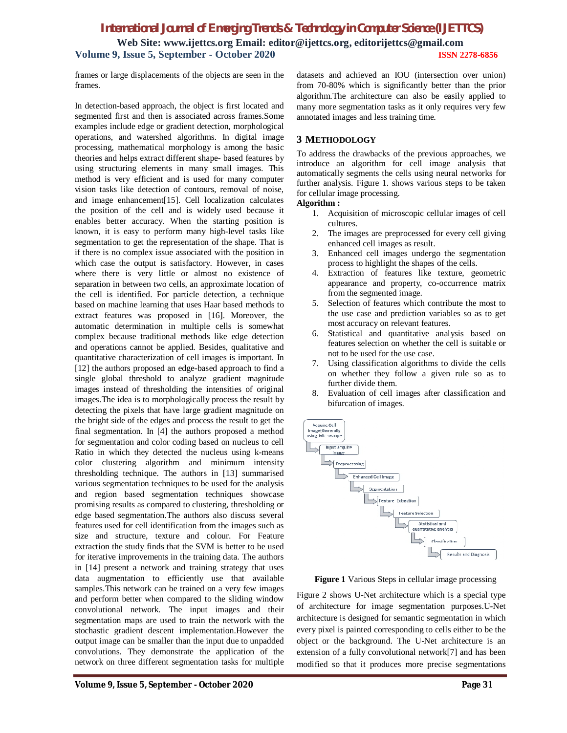frames or large displacements of the objects are seen in the frames.

In detection-based approach, the object is first located and segmented first and then is associated across frames.Some examples include edge or gradient detection, morphological operations, and watershed algorithms. In digital image processing, mathematical morphology is among the basic theories and helps extract different shape- based features by using structuring elements in many small images. This method is very efficient and is used for many computer vision tasks like detection of contours, removal of noise, and image enhancement[15]. Cell localization calculates the position of the cell and is widely used because it enables better accuracy. When the starting position is known, it is easy to perform many high-level tasks like segmentation to get the representation of the shape. That is if there is no complex issue associated with the position in which case the output is satisfactory. However, in cases where there is very little or almost no existence of separation in between two cells, an approximate location of the cell is identified. For particle detection, a technique based on machine learning that uses Haar based methods to extract features was proposed in [16]. Moreover, the automatic determination in multiple cells is somewhat complex because traditional methods like edge detection and operations cannot be applied. Besides, qualitative and quantitative characterization of cell images is important. In [12] the authors proposed an edge-based approach to find a single global threshold to analyze gradient magnitude images instead of thresholding the intensities of original images.The idea is to morphologically process the result by detecting the pixels that have large gradient magnitude on the bright side of the edges and process the result to get the final segmentation. In [4] the authors proposed a method for segmentation and color coding based on nucleus to cell Ratio in which they detected the nucleus using k-means color clustering algorithm and minimum intensity thresholding technique. The authors in [13] summarised various segmentation techniques to be used for the analysis and region based segmentation techniques showcase promising results as compared to clustering, thresholding or edge based segmentation.The authors also discuss several features used for cell identification from the images such as size and structure, texture and colour. For Feature extraction the study finds that the SVM is better to be used for iterative improvements in the training data. The authors in [14] present a network and training strategy that uses data augmentation to efficiently use that available samples.This network can be trained on a very few images and perform better when compared to the sliding window convolutional network. The input images and their segmentation maps are used to train the network with the stochastic gradient descent implementation.However the output image can be smaller than the input due to unpadded convolutions. They demonstrate the application of the network on three different segmentation tasks for multiple datasets and achieved an IOU (intersection over union) from 70-80% which is significantly better than the prior algorithm.The architecture can also be easily applied to many more segmentation tasks as it only requires very few annotated images and less training time.

## 3 Methodology

To address the drawbacks of the previous approaches, we introduce an algorithm for cell image analysis that automatically segments the cells using neural networks for further analysis. Figure 1. shows various steps to be taken for cellular image processing.

**Algorithm :**

1. Acquisition of microscopic cellular images of cell cultures.
2. The images are preprocessed for every cell giving enhanced cell images as result.
3. Enhanced cell images undergo the segmentation process to highlight the shapes of the cells.
4. Extraction of features like texture, geometric appearance and property, co-occurrence matrix from the segmented image.
5. Selection of features which contribute the most to the use case and prediction variables so as to get most accuracy on relevant features.
6. Statistical and quantitative analysis based on features selection on whether the cell is suitable or not to be used for the use case.
7. Using classification algorithms to divide the cells on whether they follow a given rule so as to further divide them.
8. Evaluation of cell images after classification and bifurcation of images.

Acquire Cell Image(Generally using Microscope) → Input acquire image → Preprocessing → Enhanced Cell Image → Segmentation → Feature Extraction → Feature Selection → Statistical and quantitative analysis → Classification → Results and Diagnosis

**Figure 1** Various Steps in cellular image processing

Figure 2 shows U-Net architecture which is a special type of architecture for image segmentation purposes.U-Net architecture is designed for semantic segmentation in which every pixel is painted corresponding to cells either to be the object or the background. The U-Net architecture is an extension of a fully convolutional network[7] and has been modified so that it produces more precise segmentations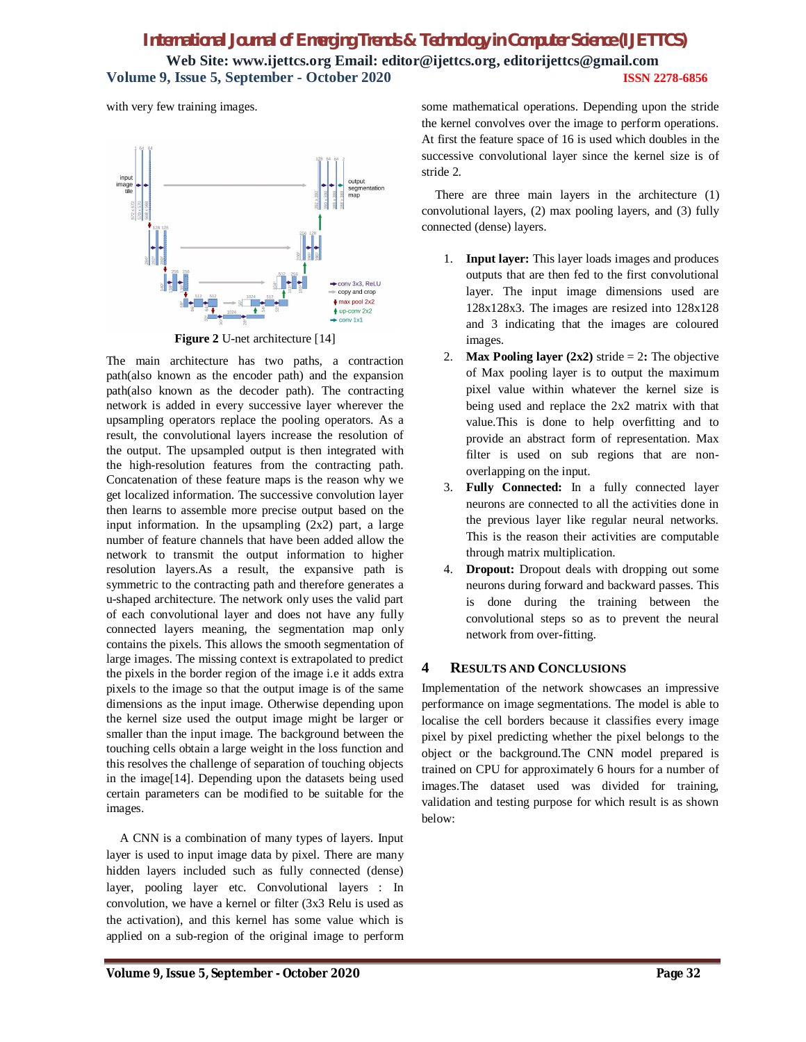with very few training images.

Figure 2 U-net architecture [14]

The main architecture has two paths, a contraction path(also known as the encoder path) and the expansion path(also known as the decoder path). The contracting network is added in every successive layer wherever the upsampling operators replace the pooling operators. As a result, the convolutional layers increase the resolution of the output. The upsampled output is then integrated with the high-resolution features from the contracting path. Concatenation of these feature maps is the reason why we get localized information. The successive convolution layer then learns to assemble more precise output based on the input information. In the upsampling (2x2) part, a large number of feature channels that have been added allow the network to transmit the output information to higher resolution layers.As a result, the expansive path is symmetric to the contracting path and therefore generates a u-shaped architecture. The network only uses the valid part of each convolutional layer and does not have any fully connected layers meaning, the segmentation map only contains the pixels. This allows the smooth segmentation of large images. The missing context is extrapolated to predict the pixels in the border region of the image i.e it adds extra pixels to the image so that the output image is of the same dimensions as the input image. Otherwise depending upon the kernel size used the output image might be larger or smaller than the input image. The background between the touching cells obtain a large weight in the loss function and this resolves the challenge of separation of touching objects in the image[14]. Depending upon the datasets being used certain parameters can be modified to be suitable for the images.

A CNN is a combination of many types of layers. Input layer is used to input image data by pixel. There are many hidden layers included such as fully connected (dense) layer, pooling layer etc. Convolutional layers : In convolution, we have a kernel or filter (3x3 Relu is used as the activation), and this kernel has some value which is applied on a sub-region of the original image to perform some mathematical operations. Depending upon the stride the kernel convolves over the image to perform operations. At first the feature space of 16 is used which doubles in the successive convolutional layer since the kernel size is of stride 2.

There are three main layers in the architecture (1) convolutional layers, (2) max pooling layers, and (3) fully connected (dense) layers.

1. **Input layer:** This layer loads images and produces outputs that are then fed to the first convolutional layer. The input image dimensions used are 128x128x3. The images are resized into 128x128 and 3 indicating that the images are coloured images.
2. **Max Pooling layer (2x2)** stride = 2**:** The objective of Max pooling layer is to output the maximum pixel value within whatever the kernel size is being used and replace the 2x2 matrix with that value.This is done to help overfitting and to provide an abstract form of representation. Max filter is used on sub regions that are non-overlapping on the input.
3. **Fully Connected:** In a fully connected layer neurons are connected to all the activities done in the previous layer like regular neural networks. This is the reason their activities are computable through matrix multiplication.
4. **Dropout:** Dropout deals with dropping out some neurons during forward and backward passes. This is done during the training between the convolutional steps so as to prevent the neural network from over-fitting.

## 4 RESULTS AND CONCLUSIONS

Implementation of the network showcases an impressive performance on image segmentations. The model is able to localise the cell borders because it classifies every image pixel by pixel predicting whether the pixel belongs to the object or the background.The CNN model prepared is trained on CPU for approximately 6 hours for a number of images.The dataset used was divided for training, validation and testing purpose for which result is as shown below: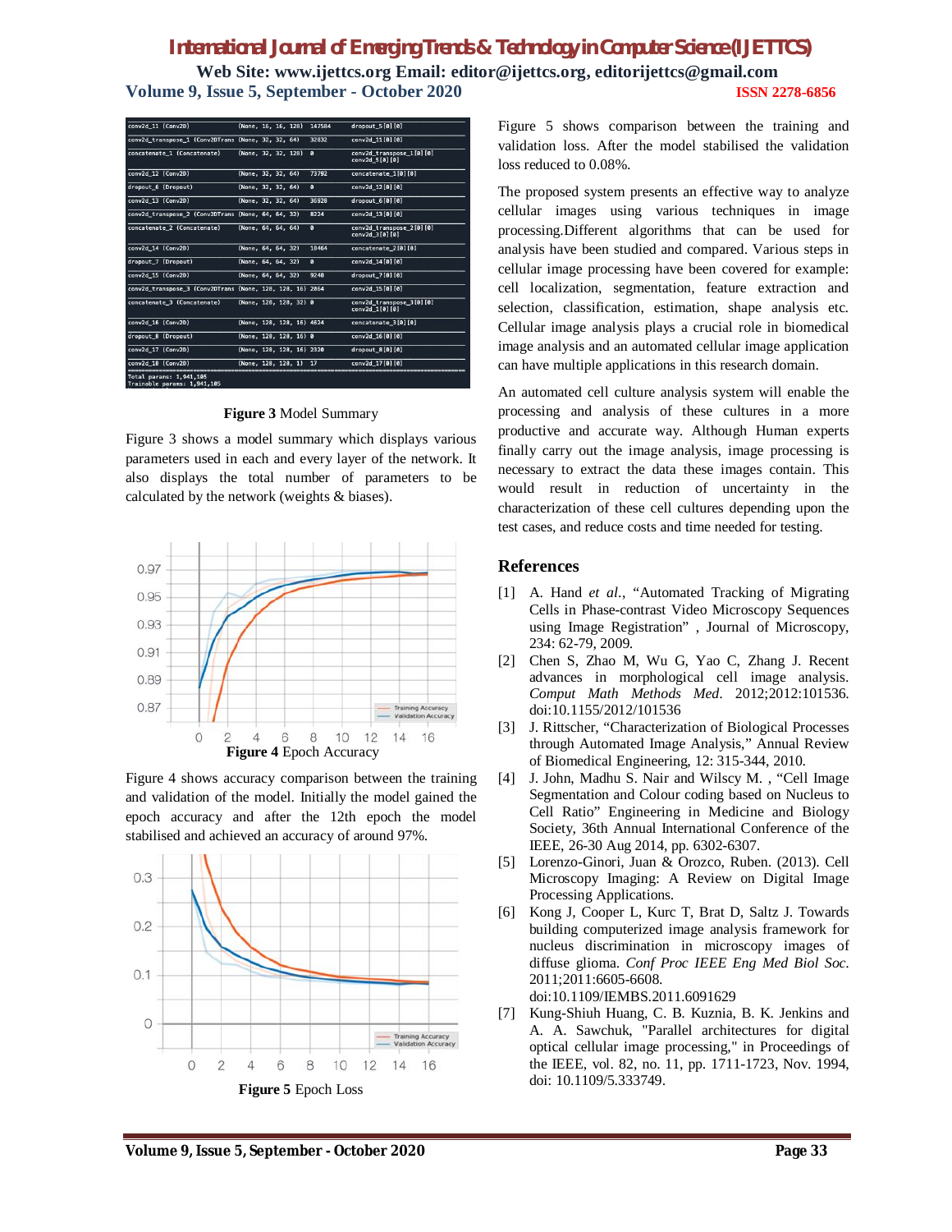| | | | |
|---|---|---|---|
| conv2d_11 (Conv2D) | (None, 16, 16, 128) | 147584 | dropout_5[0][0] |
| conv2d_transpose_1 (Conv2DTrans | (None, 32, 32, 64) | 32832 | conv2d_11[0][0] |
| concatenate_1 (Concatenate) | (None, 32, 32, 128) | 0 | conv2d_transpose_1[0][0] conv2d_5[0][0] |
| conv2d_12 (Conv2D) | (None, 32, 32, 64) | 73792 | concatenate_1[0][0] |
| dropout_6 (Dropout) | (None, 32, 32, 64) | 0 | conv2d_12[0][0] |
| conv2d_13 (Conv2D) | (None, 32, 32, 64) | 36928 | dropout_6[0][0] |
| conv2d_transpose_2 (Conv2DTrans | (None, 64, 64, 32) | 8224 | conv2d_13[0][0] |
| concatenate_2 (Concatenate) | (None, 64, 64, 64) | 0 | conv2d_transpose_2[0][0] conv2d_3[0][0] |
| conv2d_14 (Conv2D) | (None, 64, 64, 32) | 18464 | concatenate_2[0][0] |
| dropout_7 (Dropout) | (None, 64, 64, 32) | 0 | conv2d_14[0][0] |
| conv2d_15 (Conv2D) | (None, 64, 64, 32) | 9248 | dropout_7[0][0] |
| conv2d_transpose_3 (Conv2DTrans | (None, 128, 128, 16) | 2064 | conv2d_15[0][0] |
| concatenate_3 (Concatenate) | (None, 128, 128, 32) | 0 | conv2d_transpose_3[0][0] conv2d_1[0][0] |
| conv2d_16 (Conv2D) | (None, 128, 128, 16) | 4624 | concatenate_3[0][0] |
| dropout_8 (Dropout) | (None, 128, 128, 16) | 0 | conv2d_16[0][0] |
| conv2d_17 (Conv2D) | (None, 128, 128, 16) | 2320 | dropout_8[0][0] |
| conv2d_18 (Conv2D) | (None, 128, 128, 1) | 17 | conv2d_17[0][0] |

Total params: 1,941,105
Trainable params: 1,941,105

**Figure 3** Model Summary

Figure 3 shows a model summary which displays various parameters used in each and every layer of the network. It also displays the total number of parameters to be calculated by the network (weights & biases).

**Figure 4** Epoch Accuracy

Figure 4 shows accuracy comparison between the training and validation of the model. Initially the model gained the epoch accuracy and after the 12th epoch the model stabilised and achieved an accuracy of around 97%.

**Figure 5** Epoch Loss

Figure 5 shows comparison between the training and validation loss. After the model stabilised the validation loss reduced to 0.08%.

The proposed system presents an effective way to analyze cellular images using various techniques in image processing.Different algorithms that can be used for analysis have been studied and compared. Various steps in cellular image processing have been covered for example: cell localization, segmentation, feature extraction and selection, classification, estimation, shape analysis etc. Cellular image analysis plays a crucial role in biomedical image analysis and an automated cellular image application can have multiple applications in this research domain.

An automated cell culture analysis system will enable the processing and analysis of these cultures in a more productive and accurate way. Although Human experts finally carry out the image analysis, image processing is necessary to extract the data these images contain. This would result in reduction of uncertainty in the characterization of these cell cultures depending upon the test cases, and reduce costs and time needed for testing.

## References

[1] A. Hand *et al.*, "Automated Tracking of Migrating Cells in Phase-contrast Video Microscopy Sequences using Image Registration" , Journal of Microscopy, 234: 62-79, 2009.

[2] Chen S, Zhao M, Wu G, Yao C, Zhang J. Recent advances in morphological cell image analysis. *Comput Math Methods Med*. 2012;2012:101536. doi:10.1155/2012/101536

[3] J. Rittscher, "Characterization of Biological Processes through Automated Image Analysis," Annual Review of Biomedical Engineering, 12: 315-344, 2010.

[4] J. John, Madhu S. Nair and Wilscy M. , "Cell Image Segmentation and Colour coding based on Nucleus to Cell Ratio" Engineering in Medicine and Biology Society, 36th Annual International Conference of the IEEE, 26-30 Aug 2014, pp. 6302-6307.

[5] Lorenzo-Ginori, Juan & Orozco, Ruben. (2013). Cell Microscopy Imaging: A Review on Digital Image Processing Applications.

[6] Kong J, Cooper L, Kurc T, Brat D, Saltz J. Towards building computerized image analysis framework for nucleus discrimination in microscopy images of diffuse glioma. *Conf Proc IEEE Eng Med Biol Soc*. 2011;2011:6605-6608. doi:10.1109/IEMBS.2011.6091629

[7] Kung-Shiuh Huang, C. B. Kuznia, B. K. Jenkins and A. A. Sawchuk, "Parallel architectures for digital optical cellular image processing," in Proceedings of the IEEE, vol. 82, no. 11, pp. 1711-1723, Nov. 1994, doi: 10.1109/5.333749.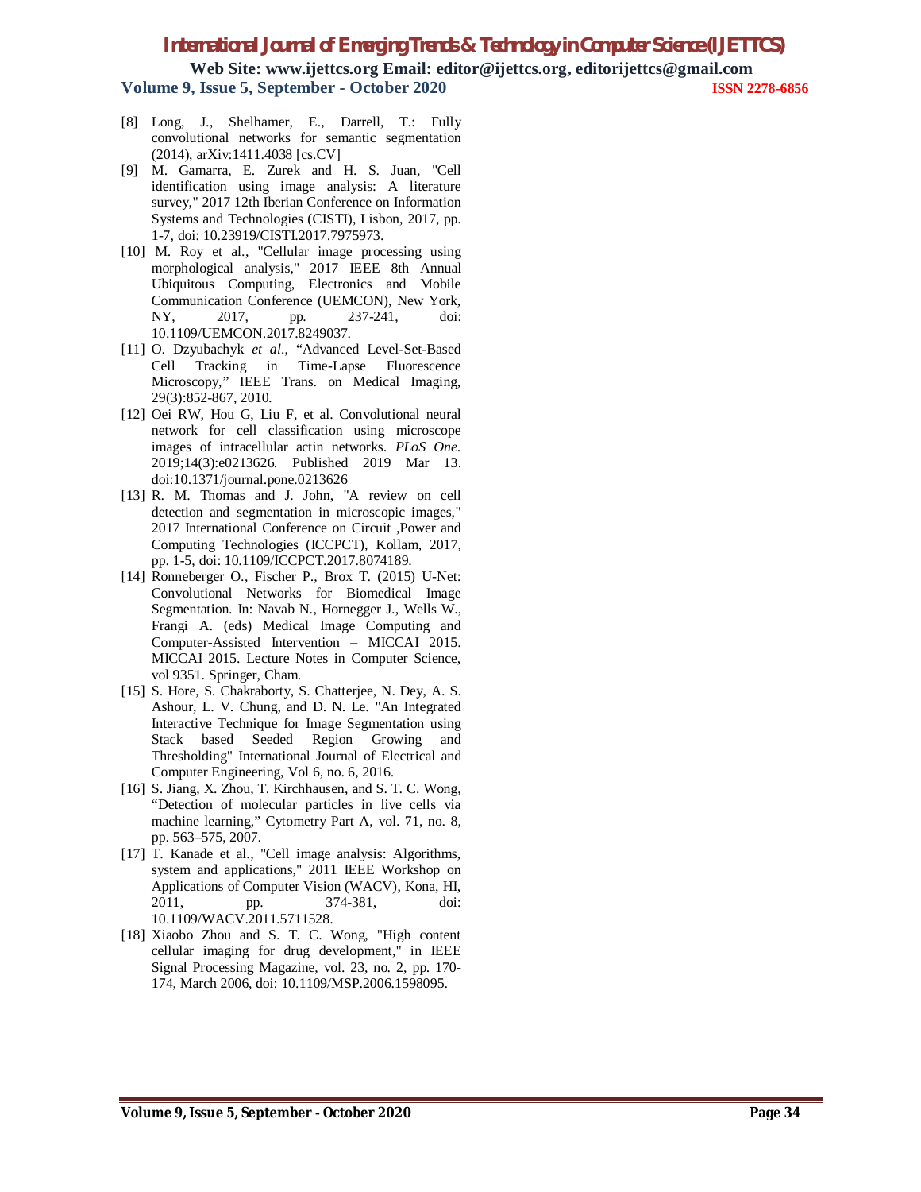[8] Long, J., Shelhamer, E., Darrell, T.: Fully convolutional networks for semantic segmentation (2014), arXiv:1411.4038 [cs.CV]

[9] M. Gamarra, E. Zurek and H. S. Juan, "Cell identification using image analysis: A literature survey," 2017 12th Iberian Conference on Information Systems and Technologies (CISTI), Lisbon, 2017, pp. 1-7, doi: 10.23919/CISTI.2017.7975973.

[10] M. Roy et al., "Cellular image processing using morphological analysis," 2017 IEEE 8th Annual Ubiquitous Computing, Electronics and Mobile Communication Conference (UEMCON), New York, NY, 2017, pp. 237-241, doi: 10.1109/UEMCON.2017.8249037.

[11] O. Dzyubachyk *et al*., "Advanced Level-Set-Based Cell Tracking in Time-Lapse Fluorescence Microscopy," IEEE Trans. on Medical Imaging, 29(3):852-867, 2010.

[12] Oei RW, Hou G, Liu F, et al. Convolutional neural network for cell classification using microscope images of intracellular actin networks. *PLoS One*. 2019;14(3):e0213626. Published 2019 Mar 13. doi:10.1371/journal.pone.0213626

[13] R. M. Thomas and J. John, "A review on cell detection and segmentation in microscopic images," 2017 International Conference on Circuit ,Power and Computing Technologies (ICCPCT), Kollam, 2017, pp. 1-5, doi: 10.1109/ICCPCT.2017.8074189.

[14] Ronneberger O., Fischer P., Brox T. (2015) U-Net: Convolutional Networks for Biomedical Image Segmentation. In: Navab N., Hornegger J., Wells W., Frangi A. (eds) Medical Image Computing and Computer-Assisted Intervention – MICCAI 2015. MICCAI 2015. Lecture Notes in Computer Science, vol 9351. Springer, Cham.

[15] S. Hore, S. Chakraborty, S. Chatterjee, N. Dey, A. S. Ashour, L. V. Chung, and D. N. Le. "An Integrated Interactive Technique for Image Segmentation using Stack based Seeded Region Growing and Thresholding" International Journal of Electrical and Computer Engineering, Vol 6, no. 6, 2016.

[16] S. Jiang, X. Zhou, T. Kirchhausen, and S. T. C. Wong, "Detection of molecular particles in live cells via machine learning," Cytometry Part A, vol. 71, no. 8, pp. 563–575, 2007.

[17] T. Kanade et al., "Cell image analysis: Algorithms, system and applications," 2011 IEEE Workshop on Applications of Computer Vision (WACV), Kona, HI, 2011, pp. 374-381, doi: 10.1109/WACV.2011.5711528.

[18] Xiaobo Zhou and S. T. C. Wong, "High content cellular imaging for drug development," in IEEE Signal Processing Magazine, vol. 23, no. 2, pp. 170-174, March 2006, doi: 10.1109/MSP.2006.1598095.